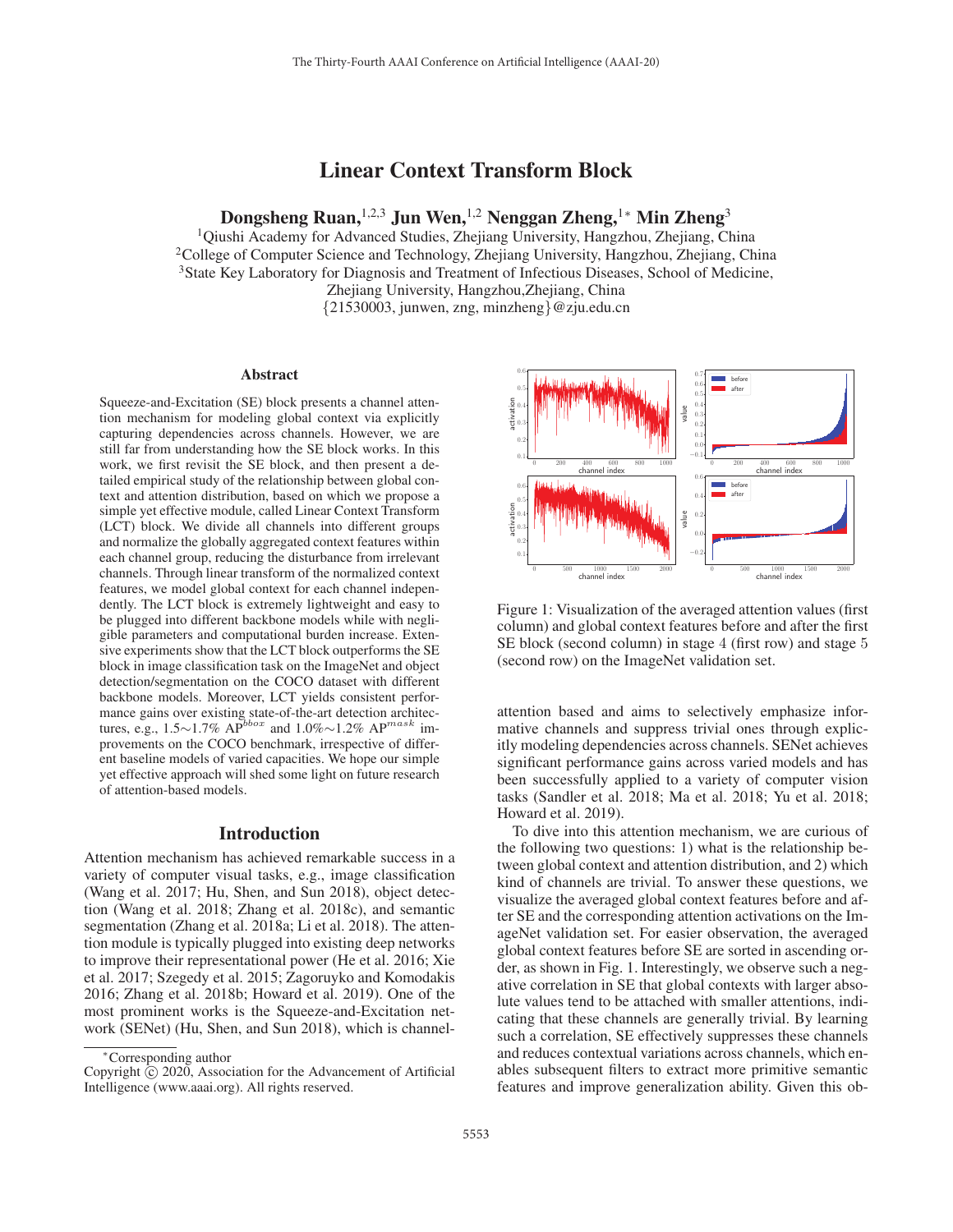# Linear Context Transform Block

**Dongsheng Ruan,[1,2,3] Jun Wen,[1,2] Nenggan Zheng,[1*] Min Zheng[3]**

[1]Qiushi Academy for Advanced Studies, Zhejiang University, Hangzhou, Zhejiang, China
[2]College of Computer Science and Technology, Zhejiang University, Hangzhou, Zhejiang, China
[3]State Key Laboratory for Diagnosis and Treatment of Infectious Diseases, School of Medicine, Zhejiang University, Hangzhou,Zhejiang, China
{21530003, junwen, zng, minzheng}@zju.edu.cn

## Abstract

Squeeze-and-Excitation (SE) block presents a channel attention mechanism for modeling global context via explicitly capturing dependencies across channels. However, we are still far from understanding how the SE block works. In this work, we first revisit the SE block, and then present a detailed empirical study of the relationship between global context and attention distribution, based on which we propose a simple yet effective module, called Linear Context Transform (LCT) block. We divide all channels into different groups and normalize the globally aggregated context features within each channel group, reducing the disturbance from irrelevant channels. Through linear transform of the normalized context features, we model global context for each channel independently. The LCT block is extremely lightweight and easy to be plugged into different backbone models while with negligible parameters and computational burden increase. Extensive experiments show that the LCT block outperforms the SE block in image classification task on the ImageNet and object detection/segmentation on the COCO dataset with different backbone models. Moreover, LCT yields consistent performance gains over existing state-of-the-art detection architectures, e.g., 1.5∼1.7% $AP^{bbox}$ and 1.0%∼1.2% $AP^{mask}$ improvements on the COCO benchmark, irrespective of different baseline models of varied capacities. We hope our simple yet effective approach will shed some light on future research of attention-based models.

## Introduction

Attention mechanism has achieved remarkable success in a variety of computer visual tasks, e.g., image classification (Wang et al. 2017; Hu, Shen, and Sun 2018), object detection (Wang et al. 2018; Zhang et al. 2018c), and semantic segmentation (Zhang et al. 2018a; Li et al. 2018). The attention module is typically plugged into existing deep networks to improve their representational power (He et al. 2016; Xie et al. 2017; Szegedy et al. 2015; Zagoruyko and Komodakis 2016; Zhang et al. 2018b; Howard et al. 2019). One of the most prominent works is the Squeeze-and-Excitation network (SENet) (Hu, Shen, and Sun 2018), which is channel-attention based and aims to selectively emphasize informative channels and suppress trivial ones through explicitly modeling dependencies across channels. SENet achieves significant performance gains across varied models and has been successfully applied to a variety of computer vision tasks (Sandler et al. 2018; Ma et al. 2018; Yu et al. 2018; Howard et al. 2019).

Figure 1: Visualization of the averaged attention values (first column) and global context features before and after the first SE block (second column) in stage 4 (first row) and stage 5 (second row) on the ImageNet validation set.

To dive into this attention mechanism, we are curious of the following two questions: 1) what is the relationship between global context and attention distribution, and 2) which kind of channels are trivial. To answer these questions, we visualize the averaged global context features before and after SE and the corresponding attention activations on the ImageNet validation set. For easier observation, the averaged global context features before SE are sorted in ascending order, as shown in Fig. 1. Interestingly, we observe such a negative correlation in SE that global contexts with larger absolute values tend to be attached with smaller attentions, indicating that these channels are generally trivial. By learning such a correlation, SE effectively suppresses these channels and reduces contextual variations across channels, which enables subsequent filters to extract more primitive semantic features and improve generalization ability. Given this ob-

*Corresponding author
Copyright © 2020, Association for the Advancement of Artificial Intelligence (www.aaai.org). All rights reserved.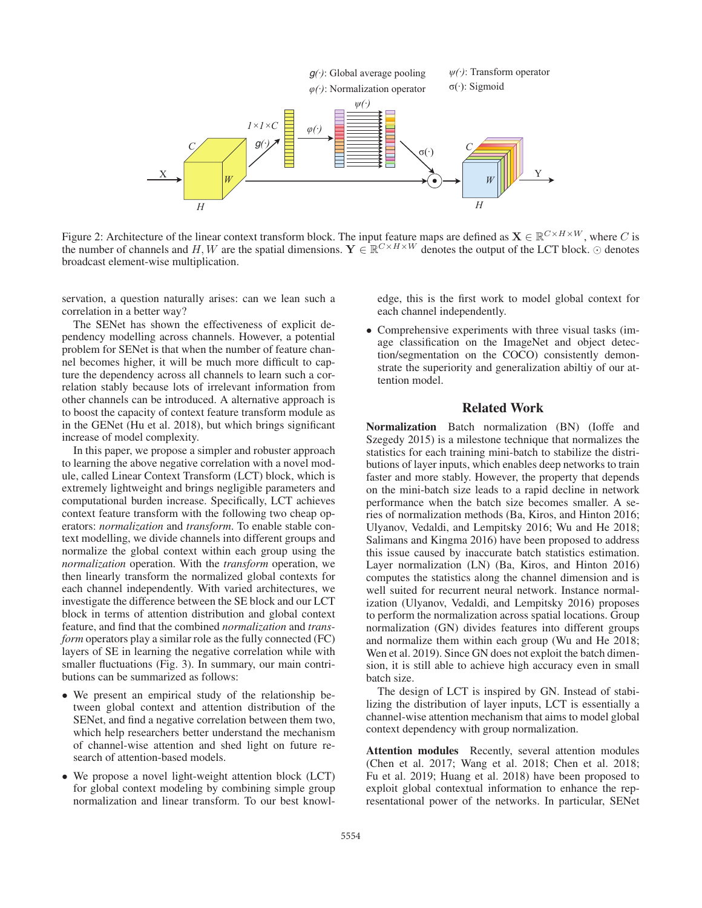Figure 2: Architecture of the linear context transform block. The input feature maps are defined as $\mathbf{X} \in \mathbb{R}^{C \times H \times W}$, where $C$ is the number of channels and $H, W$ are the spatial dimensions. $\mathbf{Y} \in \mathbb{R}^{C \times H \times W}$ denotes the output of the LCT block. $\odot$ denotes broadcast element-wise multiplication.

servation, a question naturally arises: can we lean such a correlation in a better way?

The SENet has shown the effectiveness of explicit dependency modelling across channels. However, a potential problem for SENet is that when the number of feature channel becomes higher, it will be much more difficult to capture the dependency across all channels to learn such a correlation stably because lots of irrelevant information from other channels can be introduced. A alternative approach is to boost the capacity of context feature transform module as in the GENet (Hu et al. 2018), but which brings significant increase of model complexity.

In this paper, we propose a simpler and robuster approach to learning the above negative correlation with a novel module, called Linear Context Transform (LCT) block, which is extremely lightweight and brings negligible parameters and computational burden increase. Specifically, LCT achieves context feature transform with the following two cheap operators: *normalization* and *transform*. To enable stable context modelling, we divide channels into different groups and normalize the global context within each group using the *normalization* operation. With the *transform* operation, we then linearly transform the normalized global contexts for each channel independently. With varied architectures, we investigate the difference between the SE block and our LCT block in terms of attention distribution and global context feature, and find that the combined *normalization* and *transform* operators play a similar role as the fully connected (FC) layers of SE in learning the negative correlation while with smaller fluctuations (Fig. 3). In summary, our main contributions can be summarized as follows:

- We present an empirical study of the relationship between global context and attention distribution of the SENet, and find a negative correlation between them two, which help researchers better understand the mechanism of channel-wise attention and shed light on future research of attention-based models.
- We propose a novel light-weight attention block (LCT) for global context modeling by combining simple group normalization and linear transform. To our best knowledge, this is the first work to model global context for each channel independently.
- Comprehensive experiments with three visual tasks (image classification on the ImageNet and object detection/segmentation on the COCO) consistently demonstrate the superiority and generalization abiltiy of our attention model.

## Related Work

**Normalization** Batch normalization (BN) (Ioffe and Szegedy 2015) is a milestone technique that normalizes the statistics for each training mini-batch to stabilize the distributions of layer inputs, which enables deep networks to train faster and more stably. However, the property that depends on the mini-batch size leads to a rapid decline in network performance when the batch size becomes smaller. A series of normalization methods (Ba, Kiros, and Hinton 2016; Ulyanov, Vedaldi, and Lempitsky 2016; Wu and He 2018; Salimans and Kingma 2016) have been proposed to address this issue caused by inaccurate batch statistics estimation. Layer normalization (LN) (Ba, Kiros, and Hinton 2016) computes the statistics along the channel dimension and is well suited for recurrent neural network. Instance normalization (Ulyanov, Vedaldi, and Lempitsky 2016) proposes to perform the normalization across spatial locations. Group normalization (GN) divides features into different groups and normalize them within each group (Wu and He 2018; Wen et al. 2019). Since GN does not exploit the batch dimension, it is still able to achieve high accuracy even in small batch size.

The design of LCT is inspired by GN. Instead of stabilizing the distribution of layer inputs, LCT is essentially a channel-wise attention mechanism that aims to model global context dependency with group normalization.

**Attention modules** Recently, several attention modules (Chen et al. 2017; Wang et al. 2018; Chen et al. 2018; Fu et al. 2019; Huang et al. 2018) have been proposed to exploit global contextual information to enhance the representational power of the networks. In particular, SENet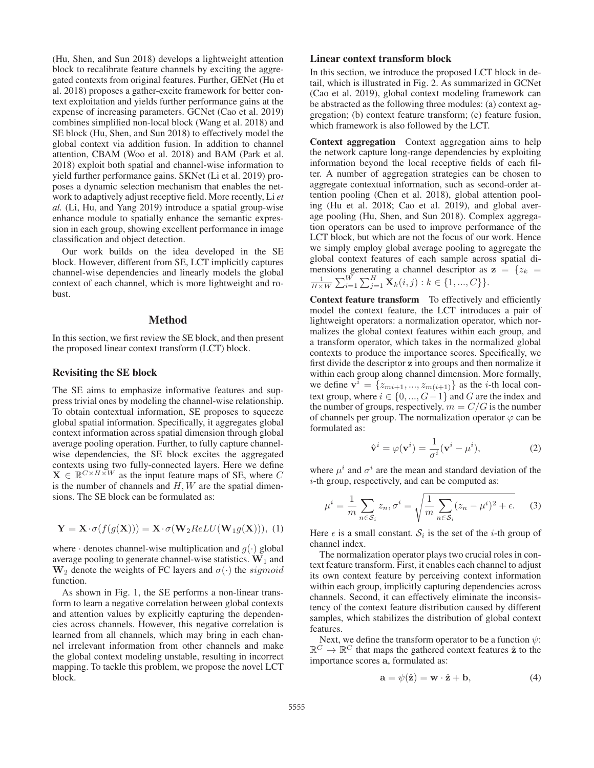(Hu, Shen, and Sun 2018) develops a lightweight attention block to recalibrate feature channels by exciting the aggregated contexts from original features. Further, GENet (Hu et al. 2018) proposes a gather-excite framework for better context exploitation and yields further performance gains at the expense of increasing parameters. GCNet (Cao et al. 2019) combines simplified non-local block (Wang et al. 2018) and SE block (Hu, Shen, and Sun 2018) to effectively model the global context via addition fusion. In addition to channel attention, CBAM (Woo et al. 2018) and BAM (Park et al. 2018) exploit both spatial and channel-wise information to yield further performance gains. SKNet (Li et al. 2019) proposes a dynamic selection mechanism that enables the network to adaptively adjust receptive field. More recently, Li *et al.* (Li, Hu, and Yang 2019) introduce a spatial group-wise enhance module to spatially enhance the semantic expression in each group, showing excellent performance in image classification and object detection.

Our work builds on the idea developed in the SE block. However, different from SE, LCT implicitly captures channel-wise dependencies and linearly models the global context of each channel, which is more lightweight and robust.

## Method

In this section, we first review the SE block, and then present the proposed linear context transform (LCT) block.

### Revisiting the SE block

The SE aims to emphasize informative features and suppress trivial ones by modeling the channel-wise relationship. To obtain contextual information, SE proposes to squeeze global spatial information. Specifically, it aggregates global context information across spatial dimension through global average pooling operation. Further, to fully capture channel-wise dependencies, the SE block excites the aggregated contexts using two fully-connected layers. Here we define $\mathbf{X} \in \mathbb{R}^{C \times H \times W}$ as the input feature maps of SE, where $C$ is the number of channels and $H, W$ are the spatial dimensions. The SE block can be formulated as:

$$\mathbf{Y} = \mathbf{X} \cdot \sigma(f(g(\mathbf{X}))) = \mathbf{X} \cdot \sigma(\mathbf{W}_2 ReLU(\mathbf{W}_1 g(\mathbf{X}))), \quad (1)$$

where $\cdot$ denotes channel-wise multiplication and $g(\cdot)$ global average pooling to generate channel-wise statistics. $\mathbf{W}_1$ and $\mathbf{W}_2$ denote the weights of FC layers and $\sigma(\cdot)$ the $sigmoid$ function.

As shown in Fig. 1, the SE performs a non-linear transform to learn a negative correlation between global contexts and attention values by explicitly capturing the dependencies across channels. However, this negative correlation is learned from all channels, which may bring in each channel irrelevant information from other channels and make the global context modeling unstable, resulting in incorrect mapping. To tackle this problem, we propose the novel LCT block.

### Linear context transform block

In this section, we introduce the proposed LCT block in detail, which is illustrated in Fig. 2. As summarized in GCNet (Cao et al. 2019), global context modeling framework can be abstracted as the following three modules: (a) context aggregation; (b) context feature transform; (c) feature fusion, which framework is also followed by the LCT.

**Context aggregation** Context aggregation aims to help the network capture long-range dependencies by exploiting information beyond the local receptive fields of each filter. A number of aggregation strategies can be chosen to aggregate contextual information, such as second-order attention pooling (Chen et al. 2018), global attention pooling (Hu et al. 2018; Cao et al. 2019), and global average pooling (Hu, Shen, and Sun 2018). Complex aggregation operators can be used to improve performance of the LCT block, but which are not the focus of our work. Hence we simply employ global average pooling to aggregate the global context features of each sample across spatial dimensions generating a channel descriptor as $\mathbf{z} = \{z_k = \frac{1}{H \times W} \sum_{i=1}^{W} \sum_{j=1}^{H} \mathbf{X}_k(i,j) : k \in \{1, ..., C\}\}$.

**Context feature transform** To effectively and efficiently model the context feature, the LCT introduces a pair of lightweight operators: a normalization operator, which normalizes the global context features within each group, and a transform operator, which takes in the normalized global contexts to produce the importance scores. Specifically, we first divide the descriptor $\mathbf{z}$ into groups and then normalize it within each group along channel dimension. More formally, we define $\mathbf{v}^i = \{z_{mi+1}, ..., z_{m(i+1)}\}$ as the $i$-th local context group, where $i \in \{0, ..., G-1\}$ and $G$ are the index and the number of groups, respectively. $m = C/G$ is the number of channels per group. The normalization operator $\varphi$ can be formulated as:

$$\hat{\mathbf{v}}^i = \varphi(\mathbf{v}^i) = \frac{1}{\sigma^i}(\mathbf{v}^i - \mu^i), \quad (2)$$

where $\mu^i$ and $\sigma^i$ are the mean and standard deviation of the $i$-th group, respectively, and can be computed as:

$$\mu^i = \frac{1}{m} \sum_{n \in \mathcal{S}_i} z_n, \sigma^i = \sqrt{\frac{1}{m} \sum_{n \in \mathcal{S}_i} (z_n - \mu^i)^2 + \epsilon}. \quad (3)$$

Here $\epsilon$ is a small constant. $\mathcal{S}_i$ is the set of the $i$-th group of channel index.

The normalization operator plays two crucial roles in context feature transform. First, it enables each channel to adjust its own context feature by perceiving context information within each group, implicitly capturing dependencies across channels. Second, it can effectively eliminate the inconsistency of the context feature distribution caused by different samples, which stabilizes the distribution of global context features.

Next, we define the transform operator to be a function $\psi$: $\mathbb{R}^C \rightarrow \mathbb{R}^C$ that maps the gathered context features $\hat{\mathbf{z}}$ to the importance scores $\mathbf{a}$, formulated as:

$$\mathbf{a} = \psi(\hat{\mathbf{z}}) = \mathbf{w} \cdot \hat{\mathbf{z}} + \mathbf{b}, \quad (4)$$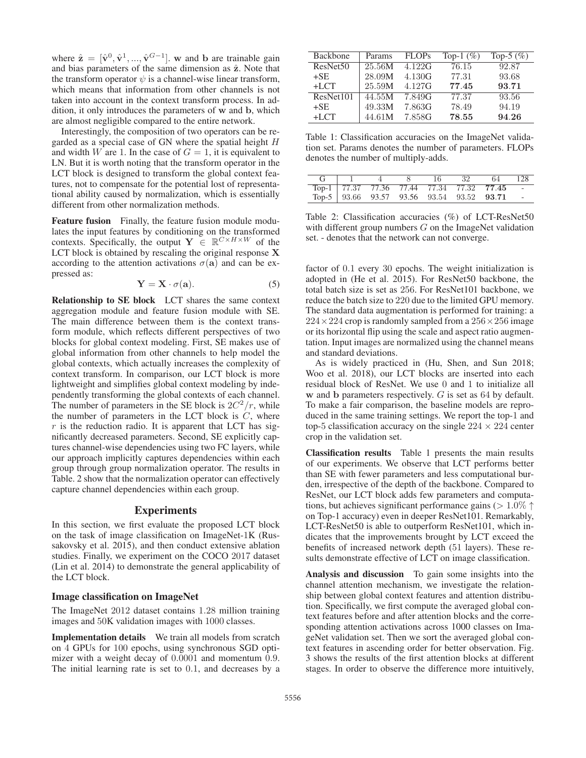where $\hat{\mathbf{z}} = [\hat{\mathbf{v}}^0, \hat{\mathbf{v}}^1, ..., \hat{\mathbf{v}}^{G-1}]$. $\mathbf{w}$ and $\mathbf{b}$ are trainable gain and bias parameters of the same dimension as $\hat{\mathbf{z}}$. Note that the transform operator $\psi$ is a channel-wise linear transform, which means that information from other channels is not taken into account in the context transform process. In addition, it only introduces the parameters of $\mathbf{w}$ and $\mathbf{b}$, which are almost negligible compared to the entire network.

Interestingly, the composition of two operators can be regarded as a special case of GN where the spatial height $H$ and width $W$ are 1. In the case of $G = 1$, it is equivalent to LN. But it is worth noting that the transform operator in the LCT block is designed to transform the global context features, not to compensate for the potential lost of representational ability caused by normalization, which is essentially different from other normalization methods.

**Feature fusion** Finally, the feature fusion module modulates the input features by conditioning on the transformed contexts. Specifically, the output $\mathbf{Y} \in \mathbb{R}^{C \times H \times W}$ of the LCT block is obtained by rescaling the original response $\mathbf{X}$ according to the attention activations $\sigma(\mathbf{a})$ and can be expressed as:

$$\mathbf{Y} = \mathbf{X} \cdot \sigma(\mathbf{a}). \tag{5}$$

**Relationship to SE block** LCT shares the same context aggregation module and feature fusion module with SE. The main difference between them is the context transform module, which reflects different perspectives of two blocks for global context modeling. First, SE makes use of global information from other channels to help model the global contexts, which actually increases the complexity of context transform. In comparison, our LCT block is more lightweight and simplifies global context modeling by independently transforming the global contexts of each channel. The number of parameters in the SE block is $2C^2/r$, while the number of parameters in the LCT block is $C$, where $r$ is the reduction radio. It is apparent that LCT has significantly decreased parameters. Second, SE explicitly captures channel-wise dependencies using two FC layers, while our approach implicitly captures dependencies within each group through group normalization operator. The results in Table. 2 show that the normalization operator can effectively capture channel dependencies within each group.

## Experiments

In this section, we first evaluate the proposed LCT block on the task of image classification on ImageNet-1K (Russakovsky et al. 2015), and then conduct extensive ablation studies. Finally, we experiment on the COCO 2017 dataset (Lin et al. 2014) to demonstrate the general applicability of the LCT block.

### Image classification on ImageNet

The ImageNet 2012 dataset contains 1.28 million training images and 50K validation images with 1000 classes.

**Implementation details** We train all models from scratch on 4 GPUs for 100 epochs, using synchronous SGD optimizer with a weight decay of 0.0001 and momentum 0.9. The initial learning rate is set to 0.1, and decreases by a factor of 0.1 every 30 epochs. The weight initialization is adopted in (He et al. 2015). For ResNet50 backbone, the total batch size is set as 256. For ResNet101 backbone, we reduce the batch size to 220 due to the limited GPU memory. The standard data augmentation is performed for training: a $224 \times 224$ crop is randomly sampled from a $256 \times 256$ image or its horizontal flip using the scale and aspect ratio augmentation. Input images are normalized using the channel means and standard deviations.

| Backbone | Params | FLOPs | Top-1 (%) | Top-5 (%) |
|---|---|---|---|---|
| ResNet50 | 25.56M | 4.122G | 76.15 | 92.87 |
| +SE | 28.09M | 4.130G | 77.31 | 93.68 |
| +LCT | 25.59M | 4.127G | **77.45** | **93.71** |
| ResNet101 | 44.55M | 7.849G | 77.37 | 93.56 |
| +SE | 49.33M | 7.863G | 78.49 | 94.19 |
| +LCT | 44.61M | 7.858G | **78.55** | **94.26** |

Table 1: Classification accuracies on the ImageNet validation set. Params denotes the number of parameters. FLOPs denotes the number of multiply-adds.

| G | 1 | 4 | 8 | 16 | 32 | 64 | 128 |
|---|---|---|---|---|---|---|---|
| Top-1 | 77.37 | 77.36 | 77.44 | 77.34 | 77.32 | **77.45** | - |
| Top-5 | 93.66 | 93.57 | 93.56 | 93.54 | 93.52 | **93.71** | - |

Table 2: Classification accuracies (%) of LCT-ResNet50 with different group numbers $G$ on the ImageNet validation set. - denotes that the network can not converge.

As is widely practiced in (Hu, Shen, and Sun 2018; Woo et al. 2018), our LCT blocks are inserted into each residual block of ResNet. We use 0 and 1 to initialize all $\mathbf{w}$ and $\mathbf{b}$ parameters respectively. $G$ is set as 64 by default. To make a fair comparison, the baseline models are reproduced in the same training settings. We report the top-1 and top-5 classification accuracy on the single $224 \times 224$ center crop in the validation set.

**Classification results** Table 1 presents the main results of our experiments. We observe that LCT performs better than SE with fewer parameters and less computational burden, irrespective of the depth of the backbone. Compared to ResNet, our LCT block adds few parameters and computations, but achieves significant performance gains ($> 1.0\% \uparrow$ on Top-1 accuracy) even in deeper ResNet101. Remarkably, LCT-ResNet50 is able to outperform ResNet101, which indicates that the improvements brought by LCT exceed the benefits of increased network depth (51 layers). These results demonstrate effective of LCT on image classification.

**Analysis and discussion** To gain some insights into the channel attention mechanism, we investigate the relationship between global context features and attention distribution. Specifically, we first compute the averaged global context features before and after attention blocks and the corresponding attention activations across 1000 classes on ImageNet validation set. Then we sort the averaged global context features in ascending order for better observation. Fig. 3 shows the results of the first attention blocks at different stages. In order to observe the difference more intuitively,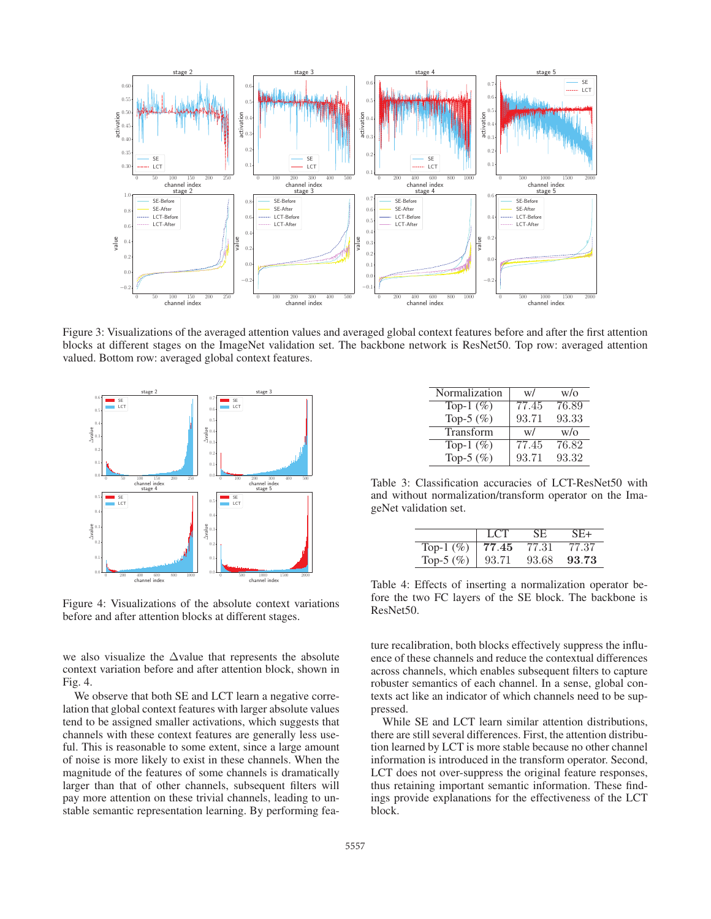Figure 3: Visualizations of the averaged attention values and averaged global context features before and after the first attention blocks at different stages on the ImageNet validation set. The backbone network is ResNet50. Top row: averaged attention valued. Bottom row: averaged global context features.

Figure 4: Visualizations of the absolute context variations before and after attention blocks at different stages.

we also visualize the $\Delta$value that represents the absolute context variation before and after attention block, shown in Fig. 4.

We observe that both SE and LCT learn a negative correlation that global context features with larger absolute values tend to be assigned smaller activations, which suggests that channels with these context features are generally less useful. This is reasonable to some extent, since a large amount of noise is more likely to exist in these channels. When the magnitude of the features of some channels is dramatically larger than that of other channels, subsequent filters will pay more attention on these trivial channels, leading to unstable semantic representation learning. By performing feature recalibration, both blocks effectively suppress the influence of these channels and reduce the contextual differences across channels, which enables subsequent filters to capture robuster semantics of each channel. In a sense, global contexts act like an indicator of which channels need to be suppressed.

While SE and LCT learn similar attention distributions, there are still several differences. First, the attention distribution learned by LCT is more stable because no other channel information is introduced in the transform operator. Second, LCT does not over-suppress the original feature responses, thus retaining important semantic information. These findings provide explanations for the effectiveness of the LCT block.

| Normalization | w/ | w/o |
|---|---|---|
| Top-1 (%) | 77.45 | 76.89 |
| Top-5 (%) | 93.71 | 93.33 |
| Transform | w/ | w/o |
| Top-1 (%) | 77.45 | 76.82 |
| Top-5 (%) | 93.71 | 93.32 |

Table 3: Classification accuracies of LCT-ResNet50 with and without normalization/transform operator on the ImageNet validation set.

| | LCT | SE | SE+ |
|---|---|---|---|
| Top-1 (%) | **77.45** | 77.31 | 77.37 |
| Top-5 (%) | 93.71 | 93.68 | **93.73** |

Table 4: Effects of inserting a normalization operator before the two FC layers of the SE block. The backbone is ResNet50.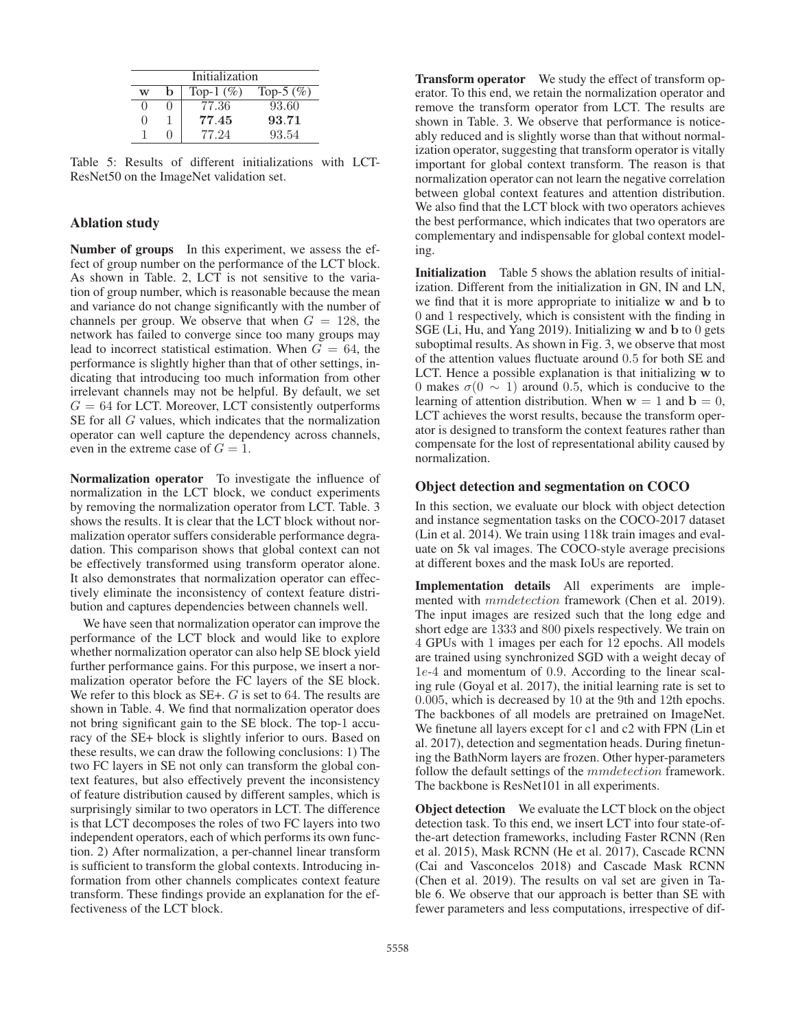| Initialization | | | |
|---|---|---|---|
| **w** | **b** | Top-1 (%) | Top-5 (%) |
| 0 | 0 | 77.36 | 93.60 |
| 0 | 1 | **77.45** | **93.71** |
| 1 | 0 | 77.24 | 93.54 |

Table 5: Results of different initializations with LCT-ResNet50 on the ImageNet validation set.

### Ablation study

**Number of groups** In this experiment, we assess the effect of group number on the performance of the LCT block. As shown in Table. 2, LCT is not sensitive to the variation of group number, which is reasonable because the mean and variance do not change significantly with the number of channels per group. We observe that when $G = 128$, the network has failed to converge since too many groups may lead to incorrect statistical estimation. When $G = 64$, the performance is slightly higher than that of other settings, indicating that introducing too much information from other irrelevant channels may not be helpful. By default, we set $G = 64$ for LCT. Moreover, LCT consistently outperforms SE for all $G$ values, which indicates that the normalization operator can well capture the dependency across channels, even in the extreme case of $G = 1$.

**Normalization operator** To investigate the influence of normalization in the LCT block, we conduct experiments by removing the normalization operator from LCT. Table. 3 shows the results. It is clear that the LCT block without normalization operator suffers considerable performance degradation. This comparison shows that global context can not be effectively transformed using transform operator alone. It also demonstrates that normalization operator can effectively eliminate the inconsistency of context feature distribution and captures dependencies between channels well.

We have seen that normalization operator can improve the performance of the LCT block and would like to explore whether normalization operator can also help SE block yield further performance gains. For this purpose, we insert a normalization operator before the FC layers of the SE block. We refer to this block as SE+. $G$ is set to 64. The results are shown in Table. 4. We find that normalization operator does not bring significant gain to the SE block. The top-1 accuracy of the SE+ block is slightly inferior to ours. Based on these results, we can draw the following conclusions: 1) The two FC layers in SE not only can transform the global context features, but also effectively prevent the inconsistency of feature distribution caused by different samples, which is surprisingly similar to two operators in LCT. The difference is that LCT decomposes the roles of two FC layers into two independent operators, each of which performs its own function. 2) After normalization, a per-channel linear transform is sufficient to transform the global contexts. Introducing information from other channels complicates context feature transform. These findings provide an explanation for the effectiveness of the LCT block.

**Transform operator** We study the effect of transform operator. To this end, we retain the normalization operator and remove the transform operator from LCT. The results are shown in Table. 3. We observe that performance is noticeably reduced and is slightly worse than that without normalization operator, suggesting that transform operator is vitally important for global context transform. The reason is that normalization operator can not learn the negative correlation between global context features and attention distribution. We also find that the LCT block with two operators achieves the best performance, which indicates that two operators are complementary and indispensable for global context modeling.

**Initialization** Table 5 shows the ablation results of initialization. Different from the initialization in GN, IN and LN, we find that it is more appropriate to initialize $\mathbf{w}$ and $\mathbf{b}$ to 0 and 1 respectively, which is consistent with the finding in SGE (Li, Hu, and Yang 2019). Initializing $\mathbf{w}$ and $\mathbf{b}$ to 0 gets suboptimal results. As shown in Fig. 3, we observe that most of the attention values fluctuate around 0.5 for both SE and LCT. Hence a possible explanation is that initializing $\mathbf{w}$ to 0 makes $\sigma(0 \sim 1)$ around 0.5, which is conducive to the learning of attention distribution. When $\mathbf{w} = 1$ and $\mathbf{b} = 0$, LCT achieves the worst results, because the transform operator is designed to transform the context features rather than compensate for the lost of representational ability caused by normalization.

### Object detection and segmentation on COCO

In this section, we evaluate our block with object detection and instance segmentation tasks on the COCO-2017 dataset (Lin et al. 2014). We train using 118k train images and evaluate on 5k val images. The COCO-style average precisions at different boxes and the mask IoUs are reported.

**Implementation details** All experiments are implemented with *mmdetection* framework (Chen et al. 2019). The input images are resized such that the long edge and short edge are 1333 and 800 pixels respectively. We train on 4 GPUs with 1 images per each for 12 epochs. All models are trained using synchronized SGD with a weight decay of $1e$-4 and momentum of 0.9. According to the linear scaling rule (Goyal et al. 2017), the initial learning rate is set to 0.005, which is decreased by 10 at the 9th and 12th epochs. The backbones of all models are pretrained on ImageNet. We finetune all layers except for c1 and c2 with FPN (Lin et al. 2017), detection and segmentation heads. During finetuning the BathNorm layers are frozen. Other hyper-parameters follow the default settings of the *mmdetection* framework. The backbone is ResNet101 in all experiments.

**Object detection** We evaluate the LCT block on the object detection task. To this end, we insert LCT into four state-of-the-art detection frameworks, including Faster RCNN (Ren et al. 2015), Mask RCNN (He et al. 2017), Cascade RCNN (Cai and Vasconcelos 2018) and Cascade Mask RCNN (Chen et al. 2019). The results on val set are given in Table 6. We observe that our approach is better than SE with fewer parameters and less computations, irrespective of dif-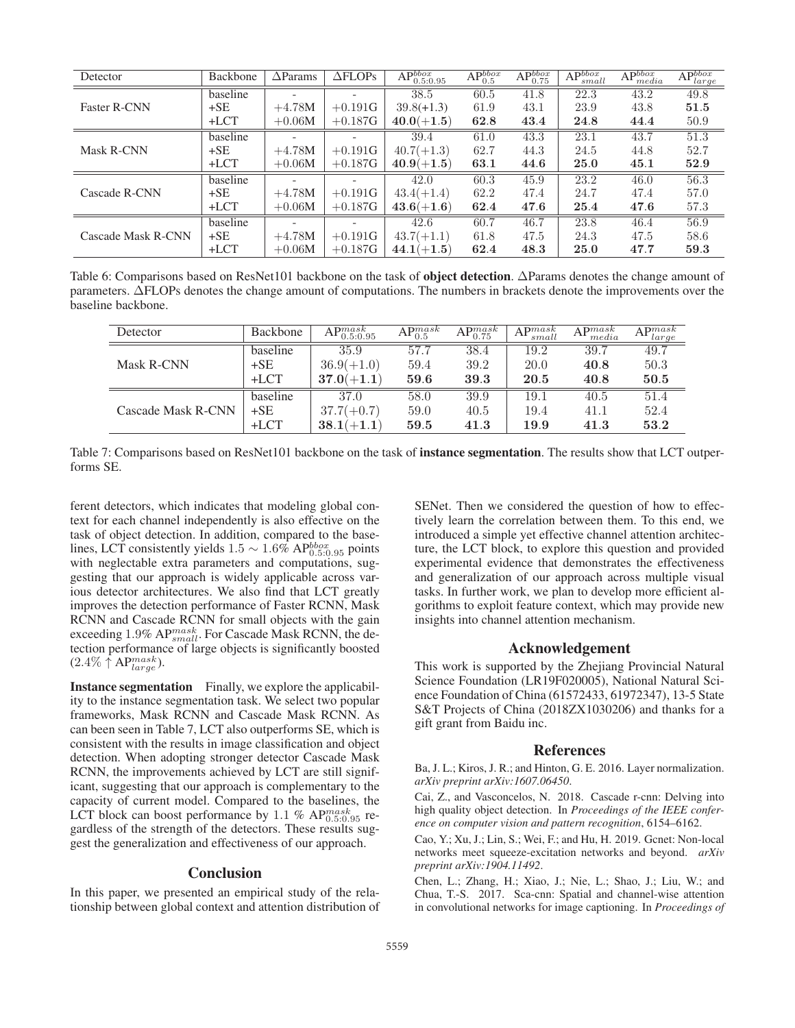| Detector | Backbone | ΔParams | ΔFLOPs | $\text{AP}^{bbox}_{0.5:0.95}$ | $\text{AP}^{bbox}_{0.5}$ | $\text{AP}^{bbox}_{0.75}$ | $\text{AP}^{bbox}_{small}$ | $\text{AP}^{bbox}_{media}$ | $\text{AP}^{bbox}_{large}$ |
|---|---|---|---|---|---|---|---|---|---|
| Faster R-CNN | baseline | - | - | 38.5 | 60.5 | 41.8 | 22.3 | 43.2 | 49.8 |
| | +SE | +4.78M | +0.191G | 39.8(+1.3) | 61.9 | 43.1 | 23.9 | 43.8 | **51.5** |
| | +LCT | +0.06M | +0.187G | **40.0(+1.5)** | **62.8** | **43.4** | **24.8** | **44.4** | 50.9 |
| Mask R-CNN | baseline | - | - | 39.4 | 61.0 | 43.3 | 23.1 | 43.7 | 51.3 |
| | +SE | +4.78M | +0.191G | 40.7(+1.3) | 62.7 | 44.3 | 24.5 | 44.8 | 52.7 |
| | +LCT | +0.06M | +0.187G | **40.9(+1.5)** | **63.1** | **44.6** | **25.0** | **45.1** | **52.9** |
| Cascade R-CNN | baseline | - | - | 42.0 | 60.3 | 45.9 | 23.2 | 46.0 | 56.3 |
| | +SE | +4.78M | +0.191G | 43.4(+1.4) | 62.2 | 47.4 | 24.7 | 47.4 | 57.0 |
| | +LCT | +0.06M | +0.187G | **43.6(+1.6)** | **62.4** | **47.6** | **25.4** | **47.6** | 57.3 |
| Cascade Mask R-CNN | baseline | - | - | 42.6 | 60.7 | 46.7 | 23.8 | 46.4 | 56.9 |
| | +SE | +4.78M | +0.191G | 43.7(+1.1) | 61.8 | 47.5 | 24.3 | 47.5 | 58.6 |
| | +LCT | +0.06M | +0.187G | **44.1(+1.5)** | **62.4** | **48.3** | **25.0** | **47.7** | **59.3** |

Table 6: Comparisons based on ResNet101 backbone on the task of **object detection**. ΔParams denotes the change amount of parameters. ΔFLOPs denotes the change amount of computations. The numbers in brackets denote the improvements over the baseline backbone.

| Detector | Backbone | $\text{AP}^{mask}_{0.5:0.95}$ | $\text{AP}^{mask}_{0.5}$ | $\text{AP}^{mask}_{0.75}$ | $\text{AP}^{mask}_{small}$ | $\text{AP}^{mask}_{media}$ | $\text{AP}^{mask}_{large}$ |
|---|---|---|---|---|---|---|---|
| Mask R-CNN | baseline | 35.9 | 57.7 | 38.4 | 19.2 | 39.7 | 49.7 |
| | +SE | 36.9(+1.0) | 59.4 | 39.2 | 20.0 | **40.8** | 50.3 |
| | +LCT | **37.0(+1.1)** | **59.6** | **39.3** | **20.5** | **40.8** | **50.5** |
| Cascade Mask R-CNN | baseline | 37.0 | 58.0 | 39.9 | 19.1 | 40.5 | 51.4 |
| | +SE | 37.7(+0.7) | 59.0 | 40.5 | 19.4 | 41.1 | 52.4 |
| | +LCT | **38.1(+1.1)** | **59.5** | **41.3** | **19.9** | **41.3** | **53.2** |

Table 7: Comparisons based on ResNet101 backbone on the task of **instance segmentation**. The results show that LCT outperforms SE.

ferent detectors, which indicates that modeling global context for each channel independently is also effective on the task of object detection. In addition, compared to the baselines, LCT consistently yields $1.5 \sim 1.6\%$ $\text{AP}^{bbox}_{0.5:0.95}$ points with neglectable extra parameters and computations, suggesting that our approach is widely applicable across various detector architectures. We also find that LCT greatly improves the detection performance of Faster RCNN, Mask RCNN and Cascade RCNN for small objects with the gain exceeding $1.9\%$ $\text{AP}^{mask}_{small}$. For Cascade Mask RCNN, the detection performance of large objects is significantly boosted ($2.4\% \uparrow \text{AP}^{mask}_{large}$).

**Instance segmentation** Finally, we explore the applicability to the instance segmentation task. We select two popular frameworks, Mask RCNN and Cascade Mask RCNN. As can been seen in Table 7, LCT also outperforms SE, which is consistent with the results in image classification and object detection. When adopting stronger detector Cascade Mask RCNN, the improvements achieved by LCT are still significant, suggesting that our approach is complementary to the capacity of current model. Compared to the baselines, the LCT block can boost performance by $1.1$ % $\text{AP}^{mask}_{0.5:0.95}$ regardless of the strength of the detectors. These results suggest the generalization and effectiveness of our approach.

## Conclusion

In this paper, we presented an empirical study of the relationship between global context and attention distribution of SENet. Then we considered the question of how to effectively learn the correlation between them. To this end, we introduced a simple yet effective channel attention architecture, the LCT block, to explore this question and provided experimental evidence that demonstrates the effectiveness and generalization of our approach across multiple visual tasks. In further work, we plan to develop more efficient algorithms to exploit feature context, which may provide new insights into channel attention mechanism.

## Acknowledgement

This work is supported by the Zhejiang Provincial Natural Science Foundation (LR19F020005), National Natural Science Foundation of China (61572433, 61972347), 13-5 State S&T Projects of China (2018ZX1030206) and thanks for a gift grant from Baidu inc.

## References

Ba, J. L.; Kiros, J. R.; and Hinton, G. E. 2016. Layer normalization. *arXiv preprint arXiv:1607.06450*.

Cai, Z., and Vasconcelos, N. 2018. Cascade r-cnn: Delving into high quality object detection. In *Proceedings of the IEEE conference on computer vision and pattern recognition*, 6154–6162.

Cao, Y.; Xu, J.; Lin, S.; Wei, F.; and Hu, H. 2019. Gcnet: Non-local networks meet squeeze-excitation networks and beyond. *arXiv preprint arXiv:1904.11492*.

Chen, L.; Zhang, H.; Xiao, J.; Nie, L.; Shao, J.; Liu, W.; and Chua, T.-S. 2017. Sca-cnn: Spatial and channel-wise attention in convolutional networks for image captioning. In *Proceedings of*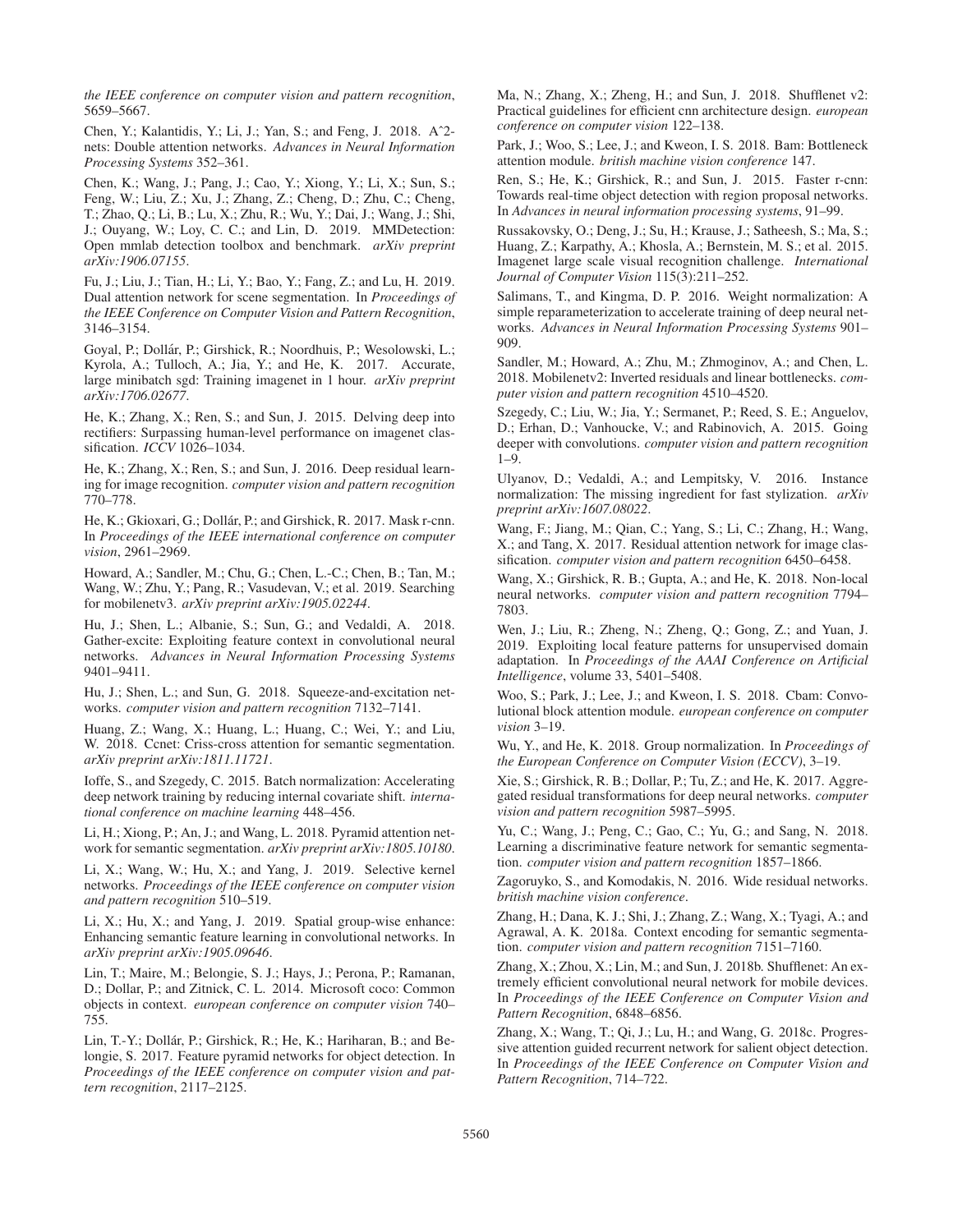*the IEEE conference on computer vision and pattern recognition*, 5659–5667.

Chen, Y.; Kalantidis, Y.; Li, J.; Yan, S.; and Feng, J. 2018. Aˆ2-nets: Double attention networks. *Advances in Neural Information Processing Systems* 352–361.

Chen, K.; Wang, J.; Pang, J.; Cao, Y.; Xiong, Y.; Li, X.; Sun, S.; Feng, W.; Liu, Z.; Xu, J.; Zhang, Z.; Cheng, D.; Zhu, C.; Cheng, T.; Zhao, Q.; Li, B.; Lu, X.; Zhu, R.; Wu, Y.; Dai, J.; Wang, J.; Shi, J.; Ouyang, W.; Loy, C. C.; and Lin, D. 2019. MMDetection: Open mmlab detection toolbox and benchmark. *arXiv preprint arXiv:1906.07155*.

Fu, J.; Liu, J.; Tian, H.; Li, Y.; Bao, Y.; Fang, Z.; and Lu, H. 2019. Dual attention network for scene segmentation. In *Proceedings of the IEEE Conference on Computer Vision and Pattern Recognition*, 3146–3154.

Goyal, P.; Dollár, P.; Girshick, R.; Noordhuis, P.; Wesolowski, L.; Kyrola, A.; Tulloch, A.; Jia, Y.; and He, K. 2017. Accurate, large minibatch sgd: Training imagenet in 1 hour. *arXiv preprint arXiv:1706.02677*.

He, K.; Zhang, X.; Ren, S.; and Sun, J. 2015. Delving deep into rectifiers: Surpassing human-level performance on imagenet classification. *ICCV* 1026–1034.

He, K.; Zhang, X.; Ren, S.; and Sun, J. 2016. Deep residual learning for image recognition. *computer vision and pattern recognition* 770–778.

He, K.; Gkioxari, G.; Dollár, P.; and Girshick, R. 2017. Mask r-cnn. In *Proceedings of the IEEE international conference on computer vision*, 2961–2969.

Howard, A.; Sandler, M.; Chu, G.; Chen, L.-C.; Chen, B.; Tan, M.; Wang, W.; Zhu, Y.; Pang, R.; Vasudevan, V.; et al. 2019. Searching for mobilenetv3. *arXiv preprint arXiv:1905.02244*.

Hu, J.; Shen, L.; Albanie, S.; Sun, G.; and Vedaldi, A. 2018. Gather-excite: Exploiting feature context in convolutional neural networks. *Advances in Neural Information Processing Systems* 9401–9411.

Hu, J.; Shen, L.; and Sun, G. 2018. Squeeze-and-excitation networks. *computer vision and pattern recognition* 7132–7141.

Huang, Z.; Wang, X.; Huang, L.; Huang, C.; Wei, Y.; and Liu, W. 2018. Ccnet: Criss-cross attention for semantic segmentation. *arXiv preprint arXiv:1811.11721*.

Ioffe, S., and Szegedy, C. 2015. Batch normalization: Accelerating deep network training by reducing internal covariate shift. *international conference on machine learning* 448–456.

Li, H.; Xiong, P.; An, J.; and Wang, L. 2018. Pyramid attention network for semantic segmentation. *arXiv preprint arXiv:1805.10180*.

Li, X.; Wang, W.; Hu, X.; and Yang, J. 2019. Selective kernel networks. *Proceedings of the IEEE conference on computer vision and pattern recognition* 510–519.

Li, X.; Hu, X.; and Yang, J. 2019. Spatial group-wise enhance: Enhancing semantic feature learning in convolutional networks. In *arXiv preprint arXiv:1905.09646*.

Lin, T.; Maire, M.; Belongie, S. J.; Hays, J.; Perona, P.; Ramanan, D.; Dollar, P.; and Zitnick, C. L. 2014. Microsoft coco: Common objects in context. *european conference on computer vision* 740–755.

Lin, T.-Y.; Dollár, P.; Girshick, R.; He, K.; Hariharan, B.; and Belongie, S. 2017. Feature pyramid networks for object detection. In *Proceedings of the IEEE conference on computer vision and pattern recognition*, 2117–2125.

Ma, N.; Zhang, X.; Zheng, H.; and Sun, J. 2018. Shufflenet v2: Practical guidelines for efficient cnn architecture design. *european conference on computer vision* 122–138.

Park, J.; Woo, S.; Lee, J.; and Kweon, I. S. 2018. Bam: Bottleneck attention module. *british machine vision conference* 147.

Ren, S.; He, K.; Girshick, R.; and Sun, J. 2015. Faster r-cnn: Towards real-time object detection with region proposal networks. In *Advances in neural information processing systems*, 91–99.

Russakovsky, O.; Deng, J.; Su, H.; Krause, J.; Satheesh, S.; Ma, S.; Huang, Z.; Karpathy, A.; Khosla, A.; Bernstein, M. S.; et al. 2015. Imagenet large scale visual recognition challenge. *International Journal of Computer Vision* 115(3):211–252.

Salimans, T., and Kingma, D. P. 2016. Weight normalization: A simple reparameterization to accelerate training of deep neural networks. *Advances in Neural Information Processing Systems* 901–909.

Sandler, M.; Howard, A.; Zhu, M.; Zhmoginov, A.; and Chen, L. 2018. Mobilenetv2: Inverted residuals and linear bottlenecks. *computer vision and pattern recognition* 4510–4520.

Szegedy, C.; Liu, W.; Jia, Y.; Sermanet, P.; Reed, S. E.; Anguelov, D.; Erhan, D.; Vanhoucke, V.; and Rabinovich, A. 2015. Going deeper with convolutions. *computer vision and pattern recognition* 1–9.

Ulyanov, D.; Vedaldi, A.; and Lempitsky, V. 2016. Instance normalization: The missing ingredient for fast stylization. *arXiv preprint arXiv:1607.08022*.

Wang, F.; Jiang, M.; Qian, C.; Yang, S.; Li, C.; Zhang, H.; Wang, X.; and Tang, X. 2017. Residual attention network for image classification. *computer vision and pattern recognition* 6450–6458.

Wang, X.; Girshick, R. B.; Gupta, A.; and He, K. 2018. Non-local neural networks. *computer vision and pattern recognition* 7794–7803.

Wen, J.; Liu, R.; Zheng, N.; Zheng, Q.; Gong, Z.; and Yuan, J. 2019. Exploiting local feature patterns for unsupervised domain adaptation. In *Proceedings of the AAAI Conference on Artificial Intelligence*, volume 33, 5401–5408.

Woo, S.; Park, J.; Lee, J.; and Kweon, I. S. 2018. Cbam: Convolutional block attention module. *european conference on computer vision* 3–19.

Wu, Y., and He, K. 2018. Group normalization. In *Proceedings of the European Conference on Computer Vision (ECCV)*, 3–19.

Xie, S.; Girshick, R. B.; Dollar, P.; Tu, Z.; and He, K. 2017. Aggregated residual transformations for deep neural networks. *computer vision and pattern recognition* 5987–5995.

Yu, C.; Wang, J.; Peng, C.; Gao, C.; Yu, G.; and Sang, N. 2018. Learning a discriminative feature network for semantic segmentation. *computer vision and pattern recognition* 1857–1866.

Zagoruyko, S., and Komodakis, N. 2016. Wide residual networks. *british machine vision conference*.

Zhang, H.; Dana, K. J.; Shi, J.; Zhang, Z.; Wang, X.; Tyagi, A.; and Agrawal, A. K. 2018a. Context encoding for semantic segmentation. *computer vision and pattern recognition* 7151–7160.

Zhang, X.; Zhou, X.; Lin, M.; and Sun, J. 2018b. Shufflenet: An extremely efficient convolutional neural network for mobile devices. In *Proceedings of the IEEE Conference on Computer Vision and Pattern Recognition*, 6848–6856.

Zhang, X.; Wang, T.; Qi, J.; Lu, H.; and Wang, G. 2018c. Progressive attention guided recurrent network for salient object detection. In *Proceedings of the IEEE Conference on Computer Vision and Pattern Recognition*, 714–722.